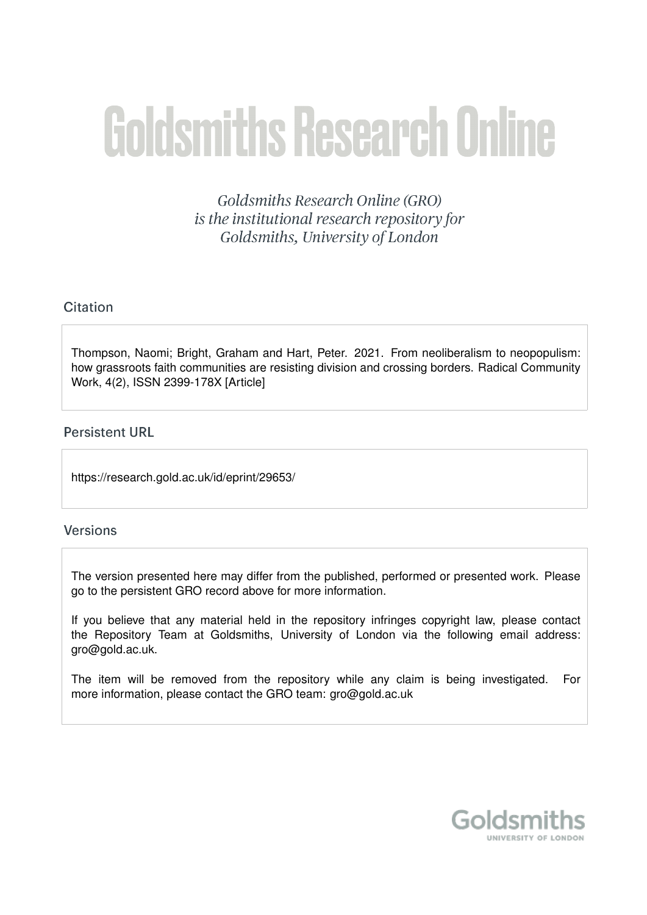# Goldsmiths Research Online

*Goldsmiths Research Online (GRO) is the institutional research repository for Goldsmiths, University of London*

## Citation

Thompson, Naomi; Bright, Graham and Hart, Peter. 2021. From neoliberalism to neopopulism: how grassroots faith communities are resisting division and crossing borders. Radical Community Work, 4(2), ISSN 2399-178X [Article]

## Persistent URL

https://research.gold.ac.uk/id/eprint/29653/

## Versions

The version presented here may differ from the published, performed or presented work. Please go to the persistent GRO record above for more information.

If you believe that any material held in the repository infringes copyright law, please contact the Repository Team at Goldsmiths, University of London via the following email address: gro@gold.ac.uk.

The item will be removed from the repository while any claim is being investigated. For more information, please contact the GRO team: gro@gold.ac.uk

Goldsmiths
UNIVERSITY OF LONDON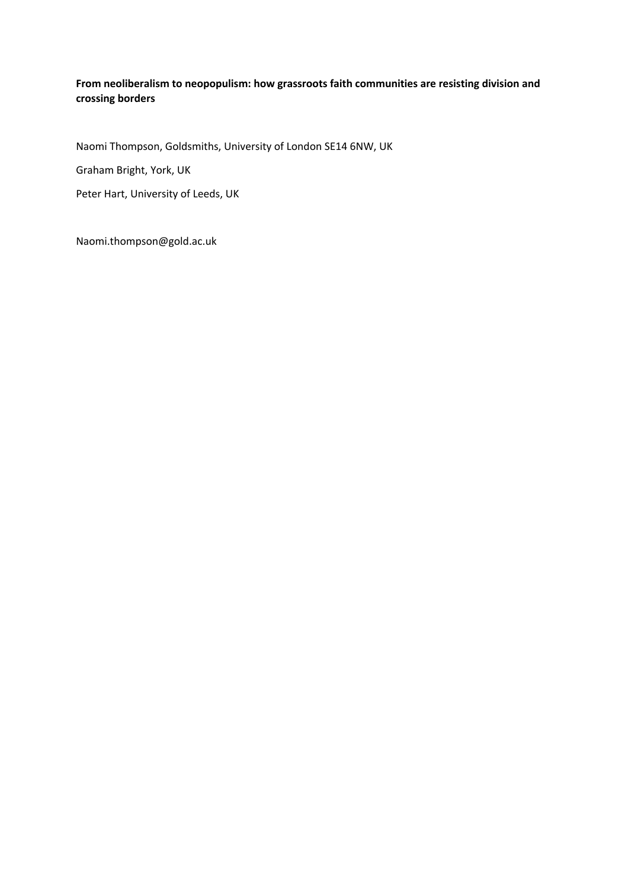**From neoliberalism to neopopulism: how grassroots faith communities are resisting division and crossing borders**

Naomi Thompson, Goldsmiths, University of London SE14 6NW, UK

Graham Bright, York, UK

Peter Hart, University of Leeds, UK

Naomi.thompson@gold.ac.uk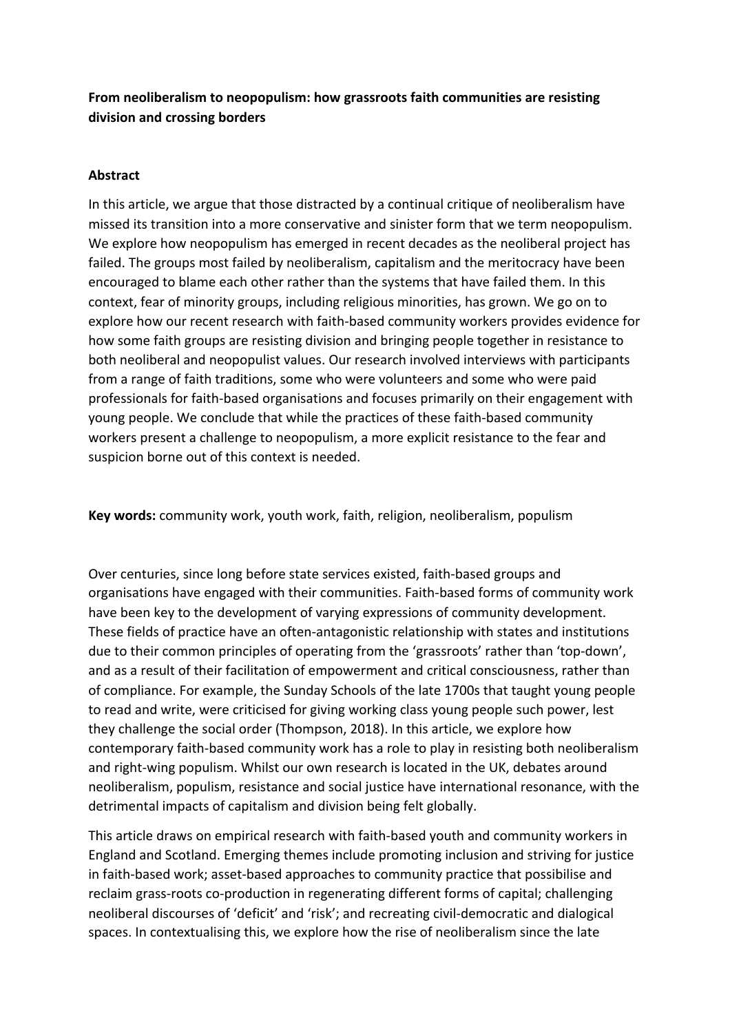**From neoliberalism to neopopulism: how grassroots faith communities are resisting division and crossing borders**

**Abstract**

In this article, we argue that those distracted by a continual critique of neoliberalism have missed its transition into a more conservative and sinister form that we term neopopulism. We explore how neopopulism has emerged in recent decades as the neoliberal project has failed. The groups most failed by neoliberalism, capitalism and the meritocracy have been encouraged to blame each other rather than the systems that have failed them. In this context, fear of minority groups, including religious minorities, has grown. We go on to explore how our recent research with faith-based community workers provides evidence for how some faith groups are resisting division and bringing people together in resistance to both neoliberal and neopopulist values. Our research involved interviews with participants from a range of faith traditions, some who were volunteers and some who were paid professionals for faith-based organisations and focuses primarily on their engagement with young people. We conclude that while the practices of these faith-based community workers present a challenge to neopopulism, a more explicit resistance to the fear and suspicion borne out of this context is needed.

**Key words:** community work, youth work, faith, religion, neoliberalism, populism

Over centuries, since long before state services existed, faith-based groups and organisations have engaged with their communities. Faith-based forms of community work have been key to the development of varying expressions of community development. These fields of practice have an often-antagonistic relationship with states and institutions due to their common principles of operating from the 'grassroots' rather than 'top-down', and as a result of their facilitation of empowerment and critical consciousness, rather than of compliance. For example, the Sunday Schools of the late 1700s that taught young people to read and write, were criticised for giving working class young people such power, lest they challenge the social order (Thompson, 2018). In this article, we explore how contemporary faith-based community work has a role to play in resisting both neoliberalism and right-wing populism. Whilst our own research is located in the UK, debates around neoliberalism, populism, resistance and social justice have international resonance, with the detrimental impacts of capitalism and division being felt globally.

This article draws on empirical research with faith-based youth and community workers in England and Scotland. Emerging themes include promoting inclusion and striving for justice in faith-based work; asset-based approaches to community practice that possibilise and reclaim grass-roots co-production in regenerating different forms of capital; challenging neoliberal discourses of 'deficit' and 'risk'; and recreating civil-democratic and dialogical spaces. In contextualising this, we explore how the rise of neoliberalism since the late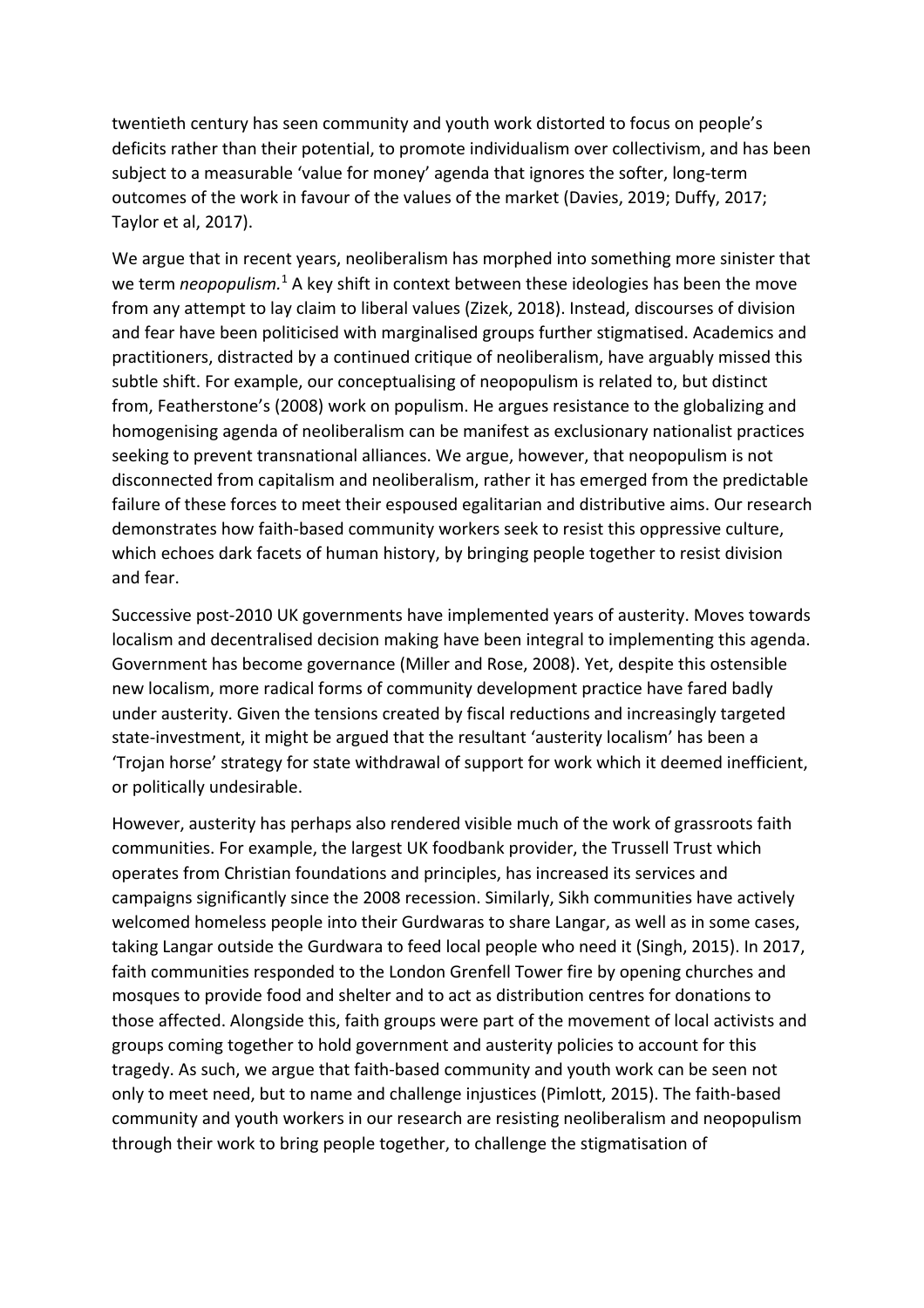twentieth century has seen community and youth work distorted to focus on people's deficits rather than their potential, to promote individualism over collectivism, and has been subject to a measurable 'value for money' agenda that ignores the softer, long-term outcomes of the work in favour of the values of the market (Davies, 2019; Duffy, 2017; Taylor et al, 2017).

We argue that in recent years, neoliberalism has morphed into something more sinister that we term *neopopulism.*[1] A key shift in context between these ideologies has been the move from any attempt to lay claim to liberal values (Zizek, 2018). Instead, discourses of division and fear have been politicised with marginalised groups further stigmatised. Academics and practitioners, distracted by a continued critique of neoliberalism, have arguably missed this subtle shift. For example, our conceptualising of neopopulism is related to, but distinct from, Featherstone's (2008) work on populism. He argues resistance to the globalizing and homogenising agenda of neoliberalism can be manifest as exclusionary nationalist practices seeking to prevent transnational alliances. We argue, however, that neopopulism is not disconnected from capitalism and neoliberalism, rather it has emerged from the predictable failure of these forces to meet their espoused egalitarian and distributive aims. Our research demonstrates how faith-based community workers seek to resist this oppressive culture, which echoes dark facets of human history, by bringing people together to resist division and fear.

Successive post-2010 UK governments have implemented years of austerity. Moves towards localism and decentralised decision making have been integral to implementing this agenda. Government has become governance (Miller and Rose, 2008). Yet, despite this ostensible new localism, more radical forms of community development practice have fared badly under austerity. Given the tensions created by fiscal reductions and increasingly targeted state-investment, it might be argued that the resultant 'austerity localism' has been a 'Trojan horse' strategy for state withdrawal of support for work which it deemed inefficient, or politically undesirable.

However, austerity has perhaps also rendered visible much of the work of grassroots faith communities. For example, the largest UK foodbank provider, the Trussell Trust which operates from Christian foundations and principles, has increased its services and campaigns significantly since the 2008 recession. Similarly, Sikh communities have actively welcomed homeless people into their Gurdwaras to share Langar, as well as in some cases, taking Langar outside the Gurdwara to feed local people who need it (Singh, 2015). In 2017, faith communities responded to the London Grenfell Tower fire by opening churches and mosques to provide food and shelter and to act as distribution centres for donations to those affected. Alongside this, faith groups were part of the movement of local activists and groups coming together to hold government and austerity policies to account for this tragedy. As such, we argue that faith-based community and youth work can be seen not only to meet need, but to name and challenge injustices (Pimlott, 2015). The faith-based community and youth workers in our research are resisting neoliberalism and neopopulism through their work to bring people together, to challenge the stigmatisation of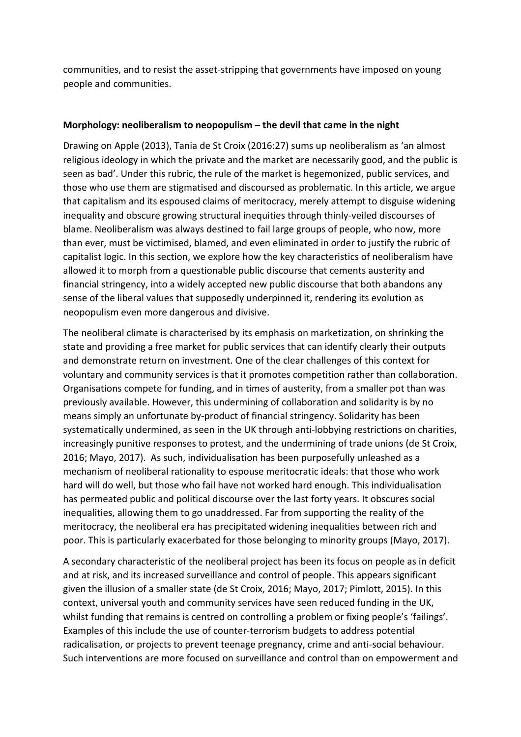communities, and to resist the asset-stripping that governments have imposed on young people and communities.

**Morphology: neoliberalism to neopopulism – the devil that came in the night**

Drawing on Apple (2013), Tania de St Croix (2016:27) sums up neoliberalism as 'an almost religious ideology in which the private and the market are necessarily good, and the public is seen as bad'. Under this rubric, the rule of the market is hegemonized, public services, and those who use them are stigmatised and discoursed as problematic. In this article, we argue that capitalism and its espoused claims of meritocracy, merely attempt to disguise widening inequality and obscure growing structural inequities through thinly-veiled discourses of blame. Neoliberalism was always destined to fail large groups of people, who now, more than ever, must be victimised, blamed, and even eliminated in order to justify the rubric of capitalist logic. In this section, we explore how the key characteristics of neoliberalism have allowed it to morph from a questionable public discourse that cements austerity and financial stringency, into a widely accepted new public discourse that both abandons any sense of the liberal values that supposedly underpinned it, rendering its evolution as neopopulism even more dangerous and divisive.

The neoliberal climate is characterised by its emphasis on marketization, on shrinking the state and providing a free market for public services that can identify clearly their outputs and demonstrate return on investment. One of the clear challenges of this context for voluntary and community services is that it promotes competition rather than collaboration. Organisations compete for funding, and in times of austerity, from a smaller pot than was previously available. However, this undermining of collaboration and solidarity is by no means simply an unfortunate by-product of financial stringency. Solidarity has been systematically undermined, as seen in the UK through anti-lobbying restrictions on charities, increasingly punitive responses to protest, and the undermining of trade unions (de St Croix, 2016; Mayo, 2017). As such, individualisation has been purposefully unleashed as a mechanism of neoliberal rationality to espouse meritocratic ideals: that those who work hard will do well, but those who fail have not worked hard enough. This individualisation has permeated public and political discourse over the last forty years. It obscures social inequalities, allowing them to go unaddressed. Far from supporting the reality of the meritocracy, the neoliberal era has precipitated widening inequalities between rich and poor. This is particularly exacerbated for those belonging to minority groups (Mayo, 2017).

A secondary characteristic of the neoliberal project has been its focus on people as in deficit and at risk, and its increased surveillance and control of people. This appears significant given the illusion of a smaller state (de St Croix, 2016; Mayo, 2017; Pimlott, 2015). In this context, universal youth and community services have seen reduced funding in the UK, whilst funding that remains is centred on controlling a problem or fixing people's 'failings'. Examples of this include the use of counter-terrorism budgets to address potential radicalisation, or projects to prevent teenage pregnancy, crime and anti-social behaviour. Such interventions are more focused on surveillance and control than on empowerment and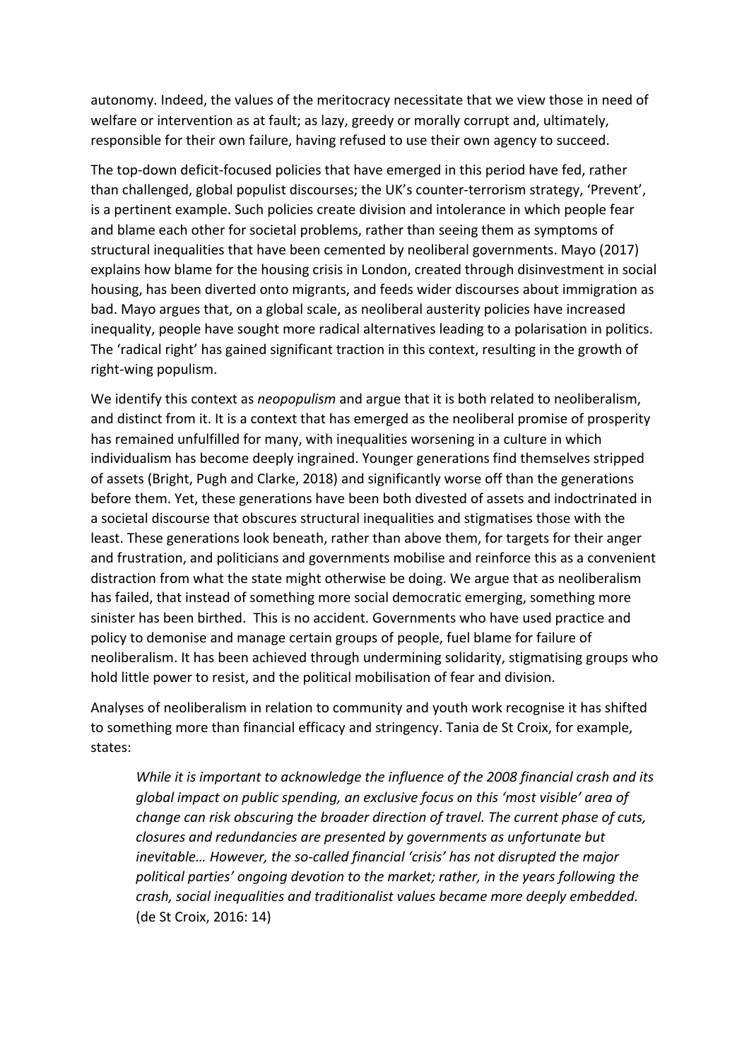autonomy. Indeed, the values of the meritocracy necessitate that we view those in need of welfare or intervention as at fault; as lazy, greedy or morally corrupt and, ultimately, responsible for their own failure, having refused to use their own agency to succeed.

The top-down deficit-focused policies that have emerged in this period have fed, rather than challenged, global populist discourses; the UK's counter-terrorism strategy, 'Prevent', is a pertinent example. Such policies create division and intolerance in which people fear and blame each other for societal problems, rather than seeing them as symptoms of structural inequalities that have been cemented by neoliberal governments. Mayo (2017) explains how blame for the housing crisis in London, created through disinvestment in social housing, has been diverted onto migrants, and feeds wider discourses about immigration as bad. Mayo argues that, on a global scale, as neoliberal austerity policies have increased inequality, people have sought more radical alternatives leading to a polarisation in politics. The 'radical right' has gained significant traction in this context, resulting in the growth of right-wing populism.

We identify this context as *neopopulism* and argue that it is both related to neoliberalism, and distinct from it. It is a context that has emerged as the neoliberal promise of prosperity has remained unfulfilled for many, with inequalities worsening in a culture in which individualism has become deeply ingrained. Younger generations find themselves stripped of assets (Bright, Pugh and Clarke, 2018) and significantly worse off than the generations before them. Yet, these generations have been both divested of assets and indoctrinated in a societal discourse that obscures structural inequalities and stigmatises those with the least. These generations look beneath, rather than above them, for targets for their anger and frustration, and politicians and governments mobilise and reinforce this as a convenient distraction from what the state might otherwise be doing. We argue that as neoliberalism has failed, that instead of something more social democratic emerging, something more sinister has been birthed. This is no accident. Governments who have used practice and policy to demonise and manage certain groups of people, fuel blame for failure of neoliberalism. It has been achieved through undermining solidarity, stigmatising groups who hold little power to resist, and the political mobilisation of fear and division.

Analyses of neoliberalism in relation to community and youth work recognise it has shifted to something more than financial efficacy and stringency. Tania de St Croix, for example, states:

> *While it is important to acknowledge the influence of the 2008 financial crash and its global impact on public spending, an exclusive focus on this 'most visible' area of change can risk obscuring the broader direction of travel. The current phase of cuts, closures and redundancies are presented by governments as unfortunate but inevitable… However, the so-called financial 'crisis' has not disrupted the major political parties' ongoing devotion to the market; rather, in the years following the crash, social inequalities and traditionalist values became more deeply embedded.* (de St Croix, 2016: 14)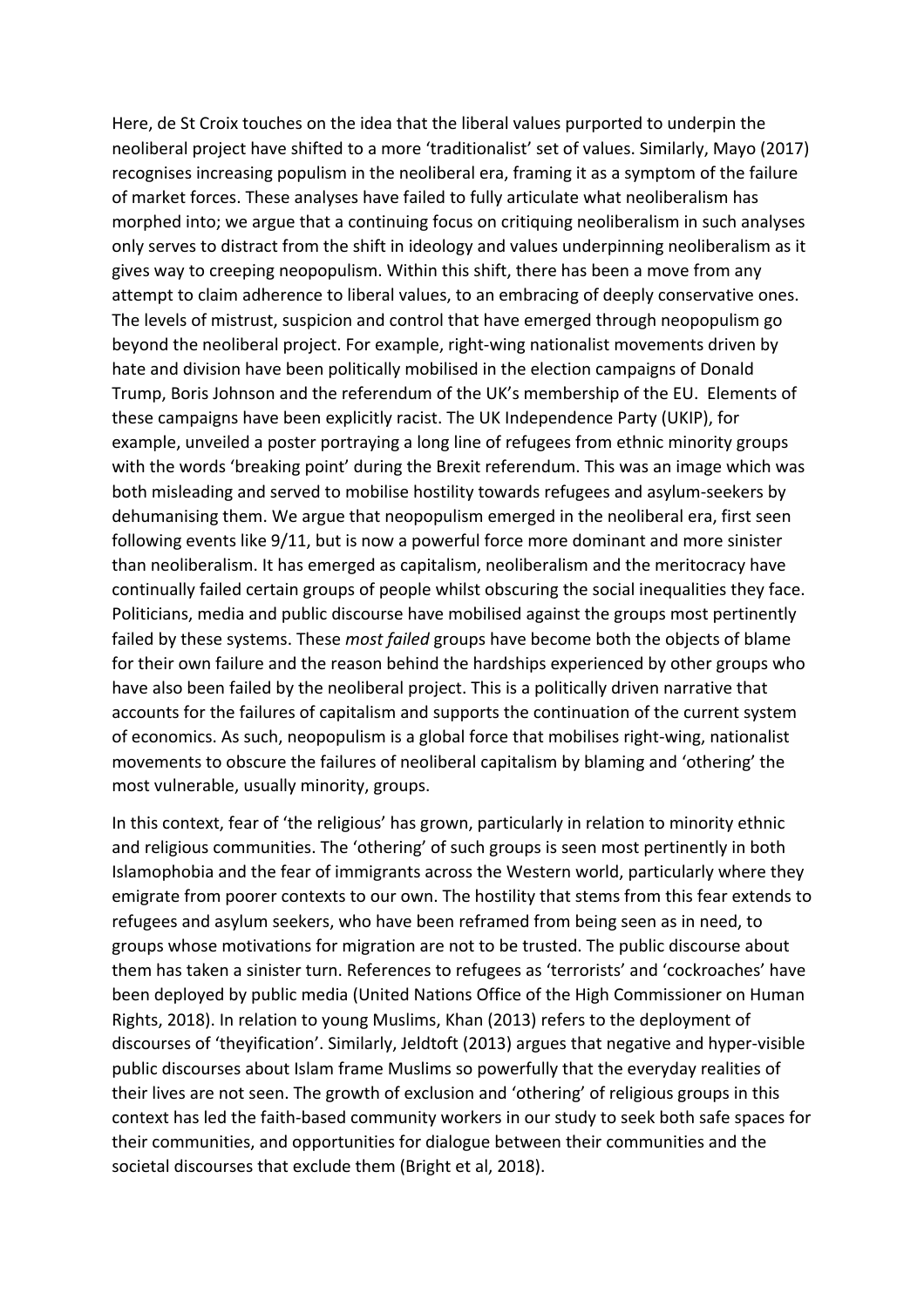Here, de St Croix touches on the idea that the liberal values purported to underpin the neoliberal project have shifted to a more 'traditionalist' set of values. Similarly, Mayo (2017) recognises increasing populism in the neoliberal era, framing it as a symptom of the failure of market forces. These analyses have failed to fully articulate what neoliberalism has morphed into; we argue that a continuing focus on critiquing neoliberalism in such analyses only serves to distract from the shift in ideology and values underpinning neoliberalism as it gives way to creeping neopopulism. Within this shift, there has been a move from any attempt to claim adherence to liberal values, to an embracing of deeply conservative ones. The levels of mistrust, suspicion and control that have emerged through neopopulism go beyond the neoliberal project. For example, right-wing nationalist movements driven by hate and division have been politically mobilised in the election campaigns of Donald Trump, Boris Johnson and the referendum of the UK's membership of the EU. Elements of these campaigns have been explicitly racist. The UK Independence Party (UKIP), for example, unveiled a poster portraying a long line of refugees from ethnic minority groups with the words 'breaking point' during the Brexit referendum. This was an image which was both misleading and served to mobilise hostility towards refugees and asylum-seekers by dehumanising them. We argue that neopopulism emerged in the neoliberal era, first seen following events like 9/11, but is now a powerful force more dominant and more sinister than neoliberalism. It has emerged as capitalism, neoliberalism and the meritocracy have continually failed certain groups of people whilst obscuring the social inequalities they face. Politicians, media and public discourse have mobilised against the groups most pertinently failed by these systems. These *most failed* groups have become both the objects of blame for their own failure and the reason behind the hardships experienced by other groups who have also been failed by the neoliberal project. This is a politically driven narrative that accounts for the failures of capitalism and supports the continuation of the current system of economics. As such, neopopulism is a global force that mobilises right-wing, nationalist movements to obscure the failures of neoliberal capitalism by blaming and 'othering' the most vulnerable, usually minority, groups.

In this context, fear of 'the religious' has grown, particularly in relation to minority ethnic and religious communities. The 'othering' of such groups is seen most pertinently in both Islamophobia and the fear of immigrants across the Western world, particularly where they emigrate from poorer contexts to our own. The hostility that stems from this fear extends to refugees and asylum seekers, who have been reframed from being seen as in need, to groups whose motivations for migration are not to be trusted. The public discourse about them has taken a sinister turn. References to refugees as 'terrorists' and 'cockroaches' have been deployed by public media (United Nations Office of the High Commissioner on Human Rights, 2018). In relation to young Muslims, Khan (2013) refers to the deployment of discourses of 'theyification'. Similarly, Jeldtoft (2013) argues that negative and hyper-visible public discourses about Islam frame Muslims so powerfully that the everyday realities of their lives are not seen. The growth of exclusion and 'othering' of religious groups in this context has led the faith-based community workers in our study to seek both safe spaces for their communities, and opportunities for dialogue between their communities and the societal discourses that exclude them (Bright et al, 2018).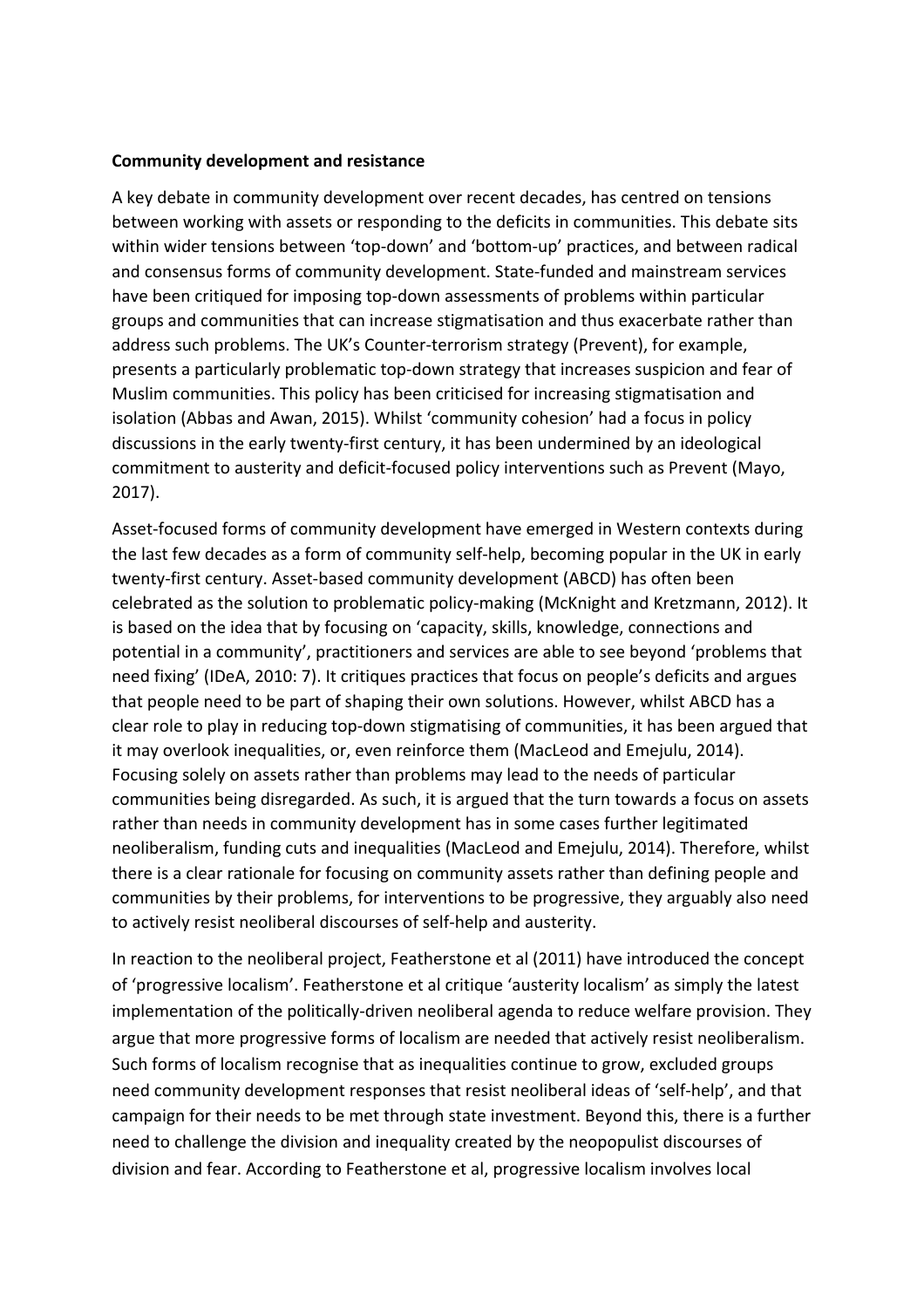**Community development and resistance**

A key debate in community development over recent decades, has centred on tensions between working with assets or responding to the deficits in communities. This debate sits within wider tensions between 'top-down' and 'bottom-up' practices, and between radical and consensus forms of community development. State-funded and mainstream services have been critiqued for imposing top-down assessments of problems within particular groups and communities that can increase stigmatisation and thus exacerbate rather than address such problems. The UK's Counter-terrorism strategy (Prevent), for example, presents a particularly problematic top-down strategy that increases suspicion and fear of Muslim communities. This policy has been criticised for increasing stigmatisation and isolation (Abbas and Awan, 2015). Whilst 'community cohesion' had a focus in policy discussions in the early twenty-first century, it has been undermined by an ideological commitment to austerity and deficit-focused policy interventions such as Prevent (Mayo, 2017).

Asset-focused forms of community development have emerged in Western contexts during the last few decades as a form of community self-help, becoming popular in the UK in early twenty-first century. Asset-based community development (ABCD) has often been celebrated as the solution to problematic policy-making (McKnight and Kretzmann, 2012). It is based on the idea that by focusing on 'capacity, skills, knowledge, connections and potential in a community', practitioners and services are able to see beyond 'problems that need fixing' (IDeA, 2010: 7). It critiques practices that focus on people's deficits and argues that people need to be part of shaping their own solutions. However, whilst ABCD has a clear role to play in reducing top-down stigmatising of communities, it has been argued that it may overlook inequalities, or, even reinforce them (MacLeod and Emejulu, 2014). Focusing solely on assets rather than problems may lead to the needs of particular communities being disregarded. As such, it is argued that the turn towards a focus on assets rather than needs in community development has in some cases further legitimated neoliberalism, funding cuts and inequalities (MacLeod and Emejulu, 2014). Therefore, whilst there is a clear rationale for focusing on community assets rather than defining people and communities by their problems, for interventions to be progressive, they arguably also need to actively resist neoliberal discourses of self-help and austerity.

In reaction to the neoliberal project, Featherstone et al (2011) have introduced the concept of 'progressive localism'. Featherstone et al critique 'austerity localism' as simply the latest implementation of the politically-driven neoliberal agenda to reduce welfare provision. They argue that more progressive forms of localism are needed that actively resist neoliberalism. Such forms of localism recognise that as inequalities continue to grow, excluded groups need community development responses that resist neoliberal ideas of 'self-help', and that campaign for their needs to be met through state investment. Beyond this, there is a further need to challenge the division and inequality created by the neopopulist discourses of division and fear. According to Featherstone et al, progressive localism involves local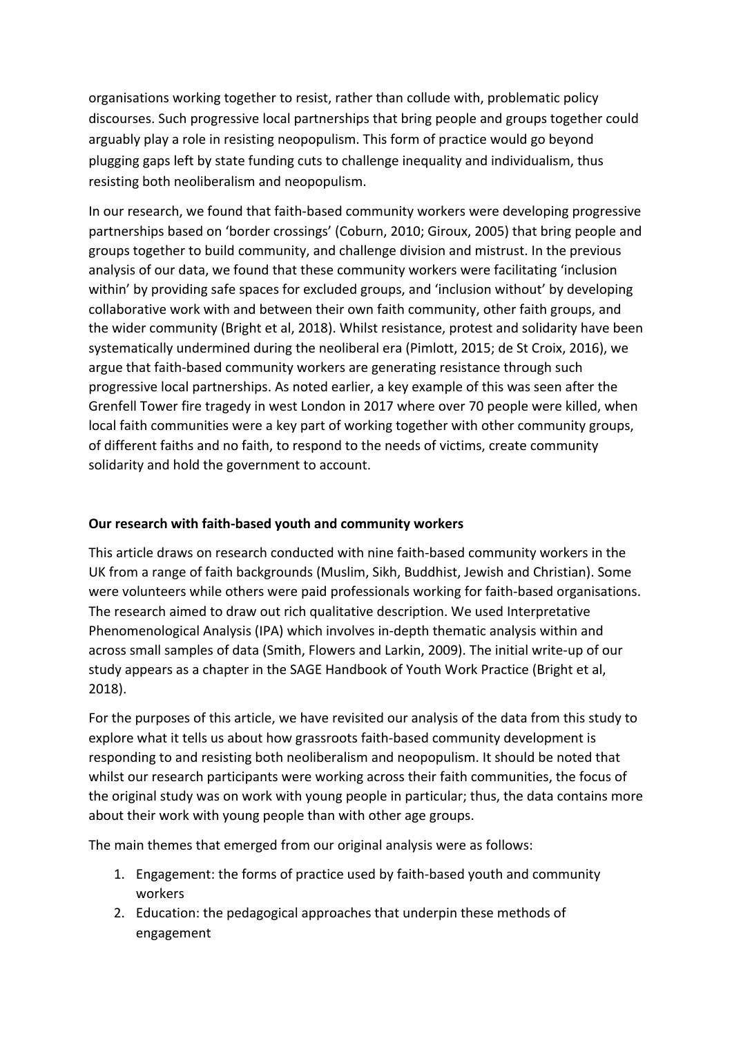organisations working together to resist, rather than collude with, problematic policy discourses. Such progressive local partnerships that bring people and groups together could arguably play a role in resisting neopopulism. This form of practice would go beyond plugging gaps left by state funding cuts to challenge inequality and individualism, thus resisting both neoliberalism and neopopulism.

In our research, we found that faith-based community workers were developing progressive partnerships based on 'border crossings' (Coburn, 2010; Giroux, 2005) that bring people and groups together to build community, and challenge division and mistrust. In the previous analysis of our data, we found that these community workers were facilitating 'inclusion within' by providing safe spaces for excluded groups, and 'inclusion without' by developing collaborative work with and between their own faith community, other faith groups, and the wider community (Bright et al, 2018). Whilst resistance, protest and solidarity have been systematically undermined during the neoliberal era (Pimlott, 2015; de St Croix, 2016), we argue that faith-based community workers are generating resistance through such progressive local partnerships. As noted earlier, a key example of this was seen after the Grenfell Tower fire tragedy in west London in 2017 where over 70 people were killed, when local faith communities were a key part of working together with other community groups, of different faiths and no faith, to respond to the needs of victims, create community solidarity and hold the government to account.

**Our research with faith-based youth and community workers**

This article draws on research conducted with nine faith-based community workers in the UK from a range of faith backgrounds (Muslim, Sikh, Buddhist, Jewish and Christian). Some were volunteers while others were paid professionals working for faith-based organisations. The research aimed to draw out rich qualitative description. We used Interpretative Phenomenological Analysis (IPA) which involves in-depth thematic analysis within and across small samples of data (Smith, Flowers and Larkin, 2009). The initial write-up of our study appears as a chapter in the SAGE Handbook of Youth Work Practice (Bright et al, 2018).

For the purposes of this article, we have revisited our analysis of the data from this study to explore what it tells us about how grassroots faith-based community development is responding to and resisting both neoliberalism and neopopulism. It should be noted that whilst our research participants were working across their faith communities, the focus of the original study was on work with young people in particular; thus, the data contains more about their work with young people than with other age groups.

The main themes that emerged from our original analysis were as follows:

1. Engagement: the forms of practice used by faith-based youth and community workers
2. Education: the pedagogical approaches that underpin these methods of engagement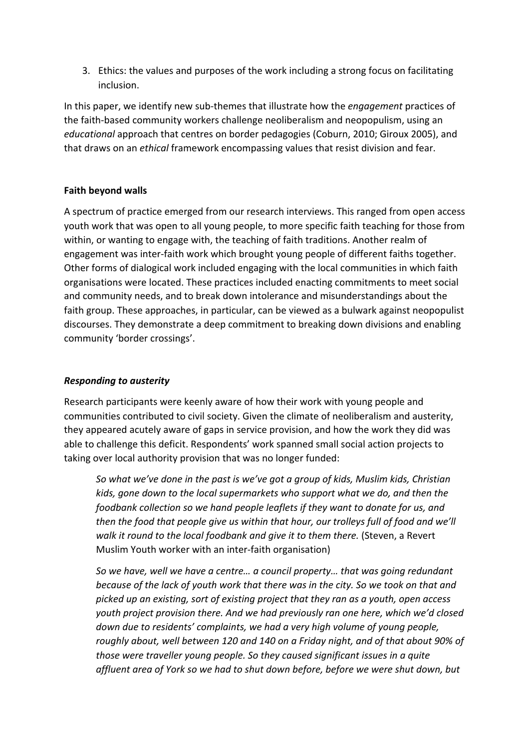3. Ethics: the values and purposes of the work including a strong focus on facilitating inclusion.

In this paper, we identify new sub-themes that illustrate how the *engagement* practices of the faith-based community workers challenge neoliberalism and neopopulism, using an *educational* approach that centres on border pedagogies (Coburn, 2010; Giroux 2005), and that draws on an *ethical* framework encompassing values that resist division and fear.

**Faith beyond walls**

A spectrum of practice emerged from our research interviews. This ranged from open access youth work that was open to all young people, to more specific faith teaching for those from within, or wanting to engage with, the teaching of faith traditions. Another realm of engagement was inter-faith work which brought young people of different faiths together. Other forms of dialogical work included engaging with the local communities in which faith organisations were located. These practices included enacting commitments to meet social and community needs, and to break down intolerance and misunderstandings about the faith group. These approaches, in particular, can be viewed as a bulwark against neopopulist discourses. They demonstrate a deep commitment to breaking down divisions and enabling community 'border crossings'.

***Responding to austerity***

Research participants were keenly aware of how their work with young people and communities contributed to civil society. Given the climate of neoliberalism and austerity, they appeared acutely aware of gaps in service provision, and how the work they did was able to challenge this deficit. Respondents' work spanned small social action projects to taking over local authority provision that was no longer funded:

> *So what we've done in the past is we've got a group of kids, Muslim kids, Christian kids, gone down to the local supermarkets who support what we do, and then the foodbank collection so we hand people leaflets if they want to donate for us, and then the food that people give us within that hour, our trolleys full of food and we'll walk it round to the local foodbank and give it to them there.* (Steven, a Revert Muslim Youth worker with an inter-faith organisation)

> *So we have, well we have a centre… a council property… that was going redundant because of the lack of youth work that there was in the city. So we took on that and picked up an existing, sort of existing project that they ran as a youth, open access youth project provision there. And we had previously ran one here, which we'd closed down due to residents' complaints, we had a very high volume of young people, roughly about, well between 120 and 140 on a Friday night, and of that about 90% of those were traveller young people. So they caused significant issues in a quite affluent area of York so we had to shut down before, before we were shut down, but*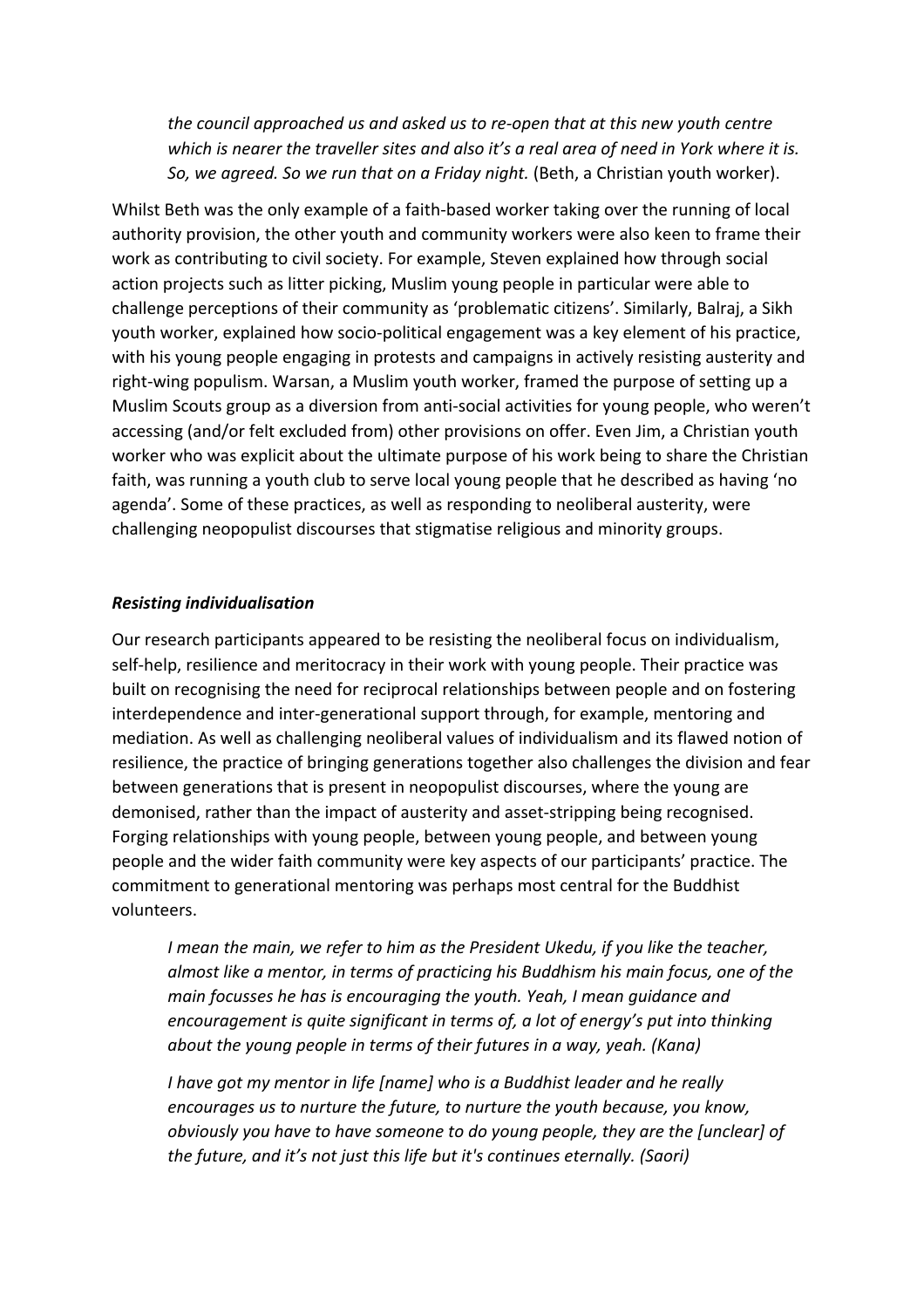> *the council approached us and asked us to re-open that at this new youth centre which is nearer the traveller sites and also it's a real area of need in York where it is. So, we agreed. So we run that on a Friday night.* (Beth, a Christian youth worker).

Whilst Beth was the only example of a faith-based worker taking over the running of local authority provision, the other youth and community workers were also keen to frame their work as contributing to civil society. For example, Steven explained how through social action projects such as litter picking, Muslim young people in particular were able to challenge perceptions of their community as 'problematic citizens'. Similarly, Balraj, a Sikh youth worker, explained how socio-political engagement was a key element of his practice, with his young people engaging in protests and campaigns in actively resisting austerity and right-wing populism. Warsan, a Muslim youth worker, framed the purpose of setting up a Muslim Scouts group as a diversion from anti-social activities for young people, who weren't accessing (and/or felt excluded from) other provisions on offer. Even Jim, a Christian youth worker who was explicit about the ultimate purpose of his work being to share the Christian faith, was running a youth club to serve local young people that he described as having 'no agenda'. Some of these practices, as well as responding to neoliberal austerity, were challenging neopopulist discourses that stigmatise religious and minority groups.

### *Resisting individualisation*

Our research participants appeared to be resisting the neoliberal focus on individualism, self-help, resilience and meritocracy in their work with young people. Their practice was built on recognising the need for reciprocal relationships between people and on fostering interdependence and inter-generational support through, for example, mentoring and mediation. As well as challenging neoliberal values of individualism and its flawed notion of resilience, the practice of bringing generations together also challenges the division and fear between generations that is present in neopopulist discourses, where the young are demonised, rather than the impact of austerity and asset-stripping being recognised. Forging relationships with young people, between young people, and between young people and the wider faith community were key aspects of our participants' practice. The commitment to generational mentoring was perhaps most central for the Buddhist volunteers.

> *I mean the main, we refer to him as the President Ukedu, if you like the teacher, almost like a mentor, in terms of practicing his Buddhism his main focus, one of the main focusses he has is encouraging the youth. Yeah, I mean guidance and encouragement is quite significant in terms of, a lot of energy's put into thinking about the young people in terms of their futures in a way, yeah. (Kana)*

> *I have got my mentor in life [name] who is a Buddhist leader and he really encourages us to nurture the future, to nurture the youth because, you know, obviously you have to have someone to do young people, they are the [unclear] of the future, and it's not just this life but it's continues eternally. (Saori)*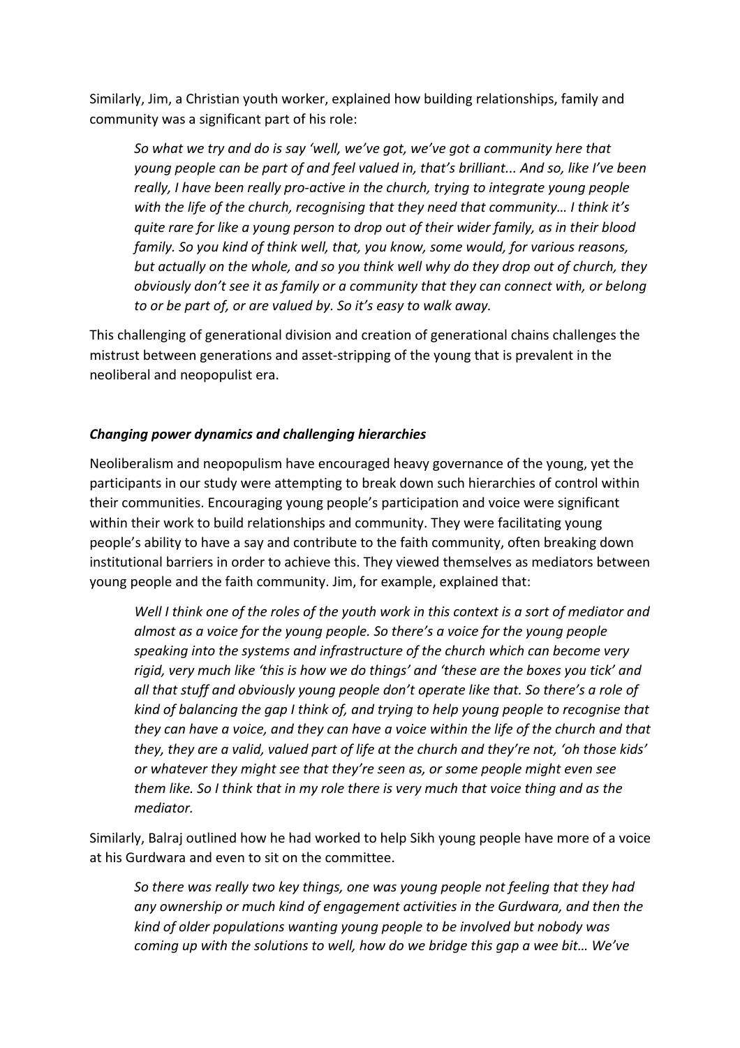Similarly, Jim, a Christian youth worker, explained how building relationships, family and community was a significant part of his role:

> *So what we try and do is say 'well, we've got, we've got a community here that young people can be part of and feel valued in, that's brilliant... And so, like I've been really, I have been really pro-active in the church, trying to integrate young people with the life of the church, recognising that they need that community… I think it's quite rare for like a young person to drop out of their wider family, as in their blood family. So you kind of think well, that, you know, some would, for various reasons, but actually on the whole, and so you think well why do they drop out of church, they obviously don't see it as family or a community that they can connect with, or belong to or be part of, or are valued by. So it's easy to walk away.*

This challenging of generational division and creation of generational chains challenges the mistrust between generations and asset-stripping of the young that is prevalent in the neoliberal and neopopulist era.

### *Changing power dynamics and challenging hierarchies*

Neoliberalism and neopopulism have encouraged heavy governance of the young, yet the participants in our study were attempting to break down such hierarchies of control within their communities. Encouraging young people's participation and voice were significant within their work to build relationships and community. They were facilitating young people's ability to have a say and contribute to the faith community, often breaking down institutional barriers in order to achieve this. They viewed themselves as mediators between young people and the faith community. Jim, for example, explained that:

> *Well I think one of the roles of the youth work in this context is a sort of mediator and almost as a voice for the young people. So there's a voice for the young people speaking into the systems and infrastructure of the church which can become very rigid, very much like 'this is how we do things' and 'these are the boxes you tick' and all that stuff and obviously young people don't operate like that. So there's a role of kind of balancing the gap I think of, and trying to help young people to recognise that they can have a voice, and they can have a voice within the life of the church and that they, they are a valid, valued part of life at the church and they're not, 'oh those kids' or whatever they might see that they're seen as, or some people might even see them like. So I think that in my role there is very much that voice thing and as the mediator.*

Similarly, Balraj outlined how he had worked to help Sikh young people have more of a voice at his Gurdwara and even to sit on the committee.

> *So there was really two key things, one was young people not feeling that they had any ownership or much kind of engagement activities in the Gurdwara, and then the kind of older populations wanting young people to be involved but nobody was coming up with the solutions to well, how do we bridge this gap a wee bit… We've*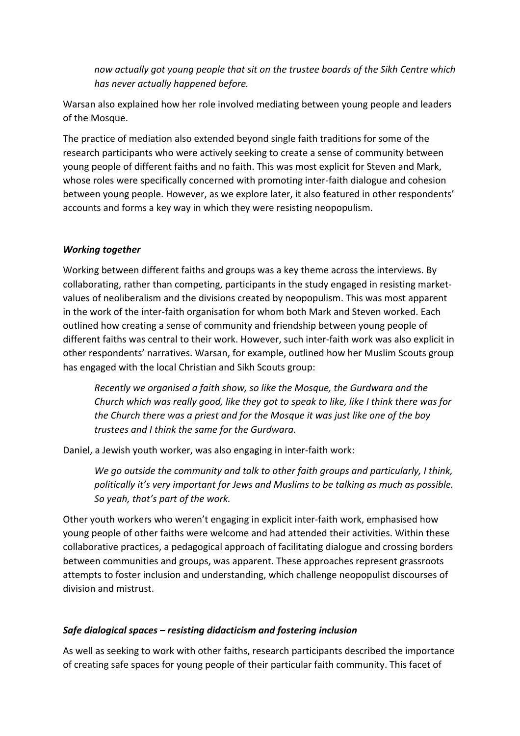*now actually got young people that sit on the trustee boards of the Sikh Centre which has never actually happened before.*

Warsan also explained how her role involved mediating between young people and leaders of the Mosque.

The practice of mediation also extended beyond single faith traditions for some of the research participants who were actively seeking to create a sense of community between young people of different faiths and no faith. This was most explicit for Steven and Mark, whose roles were specifically concerned with promoting inter-faith dialogue and cohesion between young people. However, as we explore later, it also featured in other respondents' accounts and forms a key way in which they were resisting neopopulism.

### *Working together*

Working between different faiths and groups was a key theme across the interviews. By collaborating, rather than competing, participants in the study engaged in resisting market-values of neoliberalism and the divisions created by neopopulism. This was most apparent in the work of the inter-faith organisation for whom both Mark and Steven worked. Each outlined how creating a sense of community and friendship between young people of different faiths was central to their work. However, such inter-faith work was also explicit in other respondents' narratives. Warsan, for example, outlined how her Muslim Scouts group has engaged with the local Christian and Sikh Scouts group:

> *Recently we organised a faith show, so like the Mosque, the Gurdwara and the Church which was really good, like they got to speak to like, like I think there was for the Church there was a priest and for the Mosque it was just like one of the boy trustees and I think the same for the Gurdwara.*

Daniel, a Jewish youth worker, was also engaging in inter-faith work:

> *We go outside the community and talk to other faith groups and particularly, I think, politically it's very important for Jews and Muslims to be talking as much as possible. So yeah, that's part of the work.*

Other youth workers who weren't engaging in explicit inter-faith work, emphasised how young people of other faiths were welcome and had attended their activities. Within these collaborative practices, a pedagogical approach of facilitating dialogue and crossing borders between communities and groups, was apparent. These approaches represent grassroots attempts to foster inclusion and understanding, which challenge neopopulist discourses of division and mistrust.

### *Safe dialogical spaces – resisting didacticism and fostering inclusion*

As well as seeking to work with other faiths, research participants described the importance of creating safe spaces for young people of their particular faith community. This facet of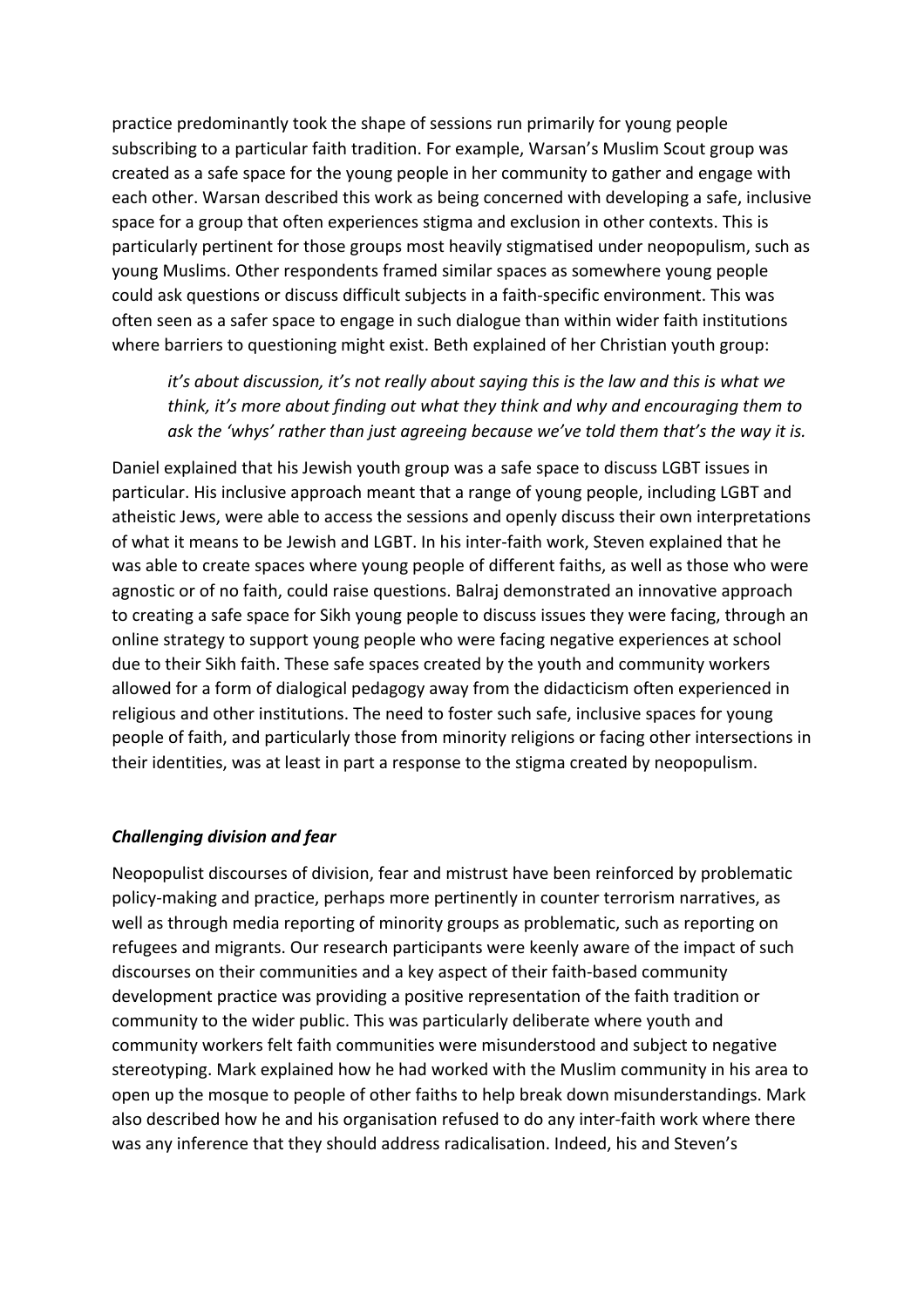practice predominantly took the shape of sessions run primarily for young people subscribing to a particular faith tradition. For example, Warsan's Muslim Scout group was created as a safe space for the young people in her community to gather and engage with each other. Warsan described this work as being concerned with developing a safe, inclusive space for a group that often experiences stigma and exclusion in other contexts. This is particularly pertinent for those groups most heavily stigmatised under neopopulism, such as young Muslims. Other respondents framed similar spaces as somewhere young people could ask questions or discuss difficult subjects in a faith-specific environment. This was often seen as a safer space to engage in such dialogue than within wider faith institutions where barriers to questioning might exist. Beth explained of her Christian youth group:

> *it's about discussion, it's not really about saying this is the law and this is what we think, it's more about finding out what they think and why and encouraging them to ask the 'whys' rather than just agreeing because we've told them that's the way it is.*

Daniel explained that his Jewish youth group was a safe space to discuss LGBT issues in particular. His inclusive approach meant that a range of young people, including LGBT and atheistic Jews, were able to access the sessions and openly discuss their own interpretations of what it means to be Jewish and LGBT. In his inter-faith work, Steven explained that he was able to create spaces where young people of different faiths, as well as those who were agnostic or of no faith, could raise questions. Balraj demonstrated an innovative approach to creating a safe space for Sikh young people to discuss issues they were facing, through an online strategy to support young people who were facing negative experiences at school due to their Sikh faith. These safe spaces created by the youth and community workers allowed for a form of dialogical pedagogy away from the didacticism often experienced in religious and other institutions. The need to foster such safe, inclusive spaces for young people of faith, and particularly those from minority religions or facing other intersections in their identities, was at least in part a response to the stigma created by neopopulism.

### ***Challenging division and fear***

Neopopulist discourses of division, fear and mistrust have been reinforced by problematic policy-making and practice, perhaps more pertinently in counter terrorism narratives, as well as through media reporting of minority groups as problematic, such as reporting on refugees and migrants. Our research participants were keenly aware of the impact of such discourses on their communities and a key aspect of their faith-based community development practice was providing a positive representation of the faith tradition or community to the wider public. This was particularly deliberate where youth and community workers felt faith communities were misunderstood and subject to negative stereotyping. Mark explained how he had worked with the Muslim community in his area to open up the mosque to people of other faiths to help break down misunderstandings. Mark also described how he and his organisation refused to do any inter-faith work where there was any inference that they should address radicalisation. Indeed, his and Steven's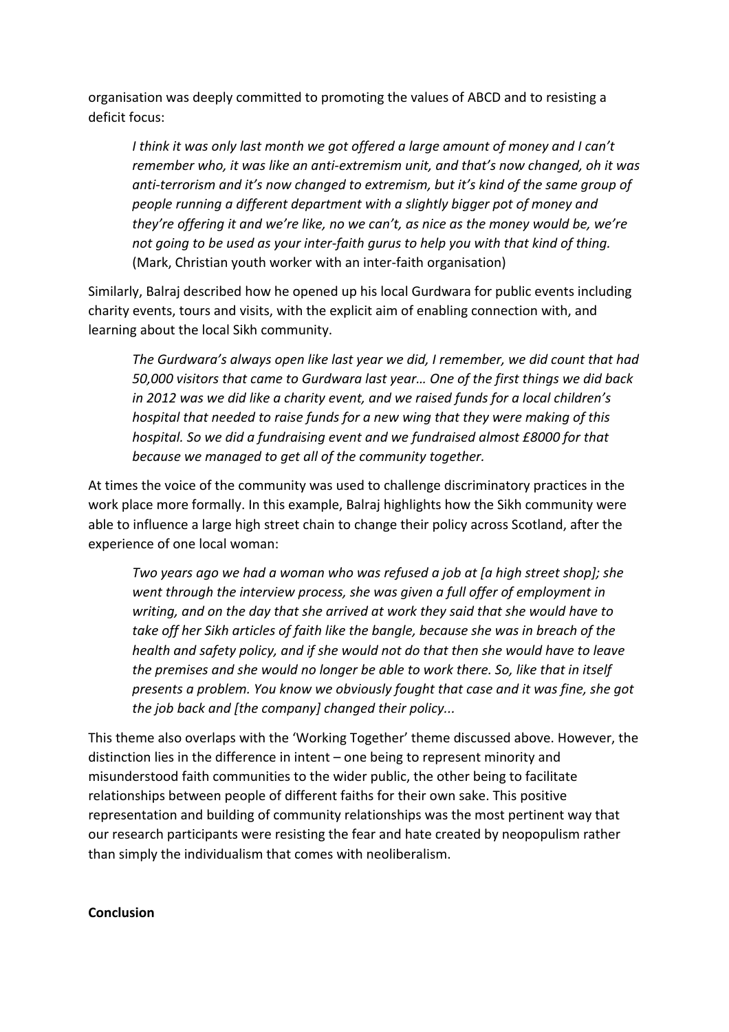organisation was deeply committed to promoting the values of ABCD and to resisting a deficit focus:

> *I think it was only last month we got offered a large amount of money and I can't remember who, it was like an anti-extremism unit, and that's now changed, oh it was anti-terrorism and it's now changed to extremism, but it's kind of the same group of people running a different department with a slightly bigger pot of money and they're offering it and we're like, no we can't, as nice as the money would be, we're not going to be used as your inter-faith gurus to help you with that kind of thing.* (Mark, Christian youth worker with an inter-faith organisation)

Similarly, Balraj described how he opened up his local Gurdwara for public events including charity events, tours and visits, with the explicit aim of enabling connection with, and learning about the local Sikh community.

> *The Gurdwara's always open like last year we did, I remember, we did count that had 50,000 visitors that came to Gurdwara last year… One of the first things we did back in 2012 was we did like a charity event, and we raised funds for a local children's hospital that needed to raise funds for a new wing that they were making of this hospital. So we did a fundraising event and we fundraised almost £8000 for that because we managed to get all of the community together.*

At times the voice of the community was used to challenge discriminatory practices in the work place more formally. In this example, Balraj highlights how the Sikh community were able to influence a large high street chain to change their policy across Scotland, after the experience of one local woman:

> *Two years ago we had a woman who was refused a job at [a high street shop]; she went through the interview process, she was given a full offer of employment in writing, and on the day that she arrived at work they said that she would have to take off her Sikh articles of faith like the bangle, because she was in breach of the health and safety policy, and if she would not do that then she would have to leave the premises and she would no longer be able to work there. So, like that in itself presents a problem. You know we obviously fought that case and it was fine, she got the job back and [the company] changed their policy...*

This theme also overlaps with the 'Working Together' theme discussed above. However, the distinction lies in the difference in intent – one being to represent minority and misunderstood faith communities to the wider public, the other being to facilitate relationships between people of different faiths for their own sake. This positive representation and building of community relationships was the most pertinent way that our research participants were resisting the fear and hate created by neopopulism rather than simply the individualism that comes with neoliberalism.

**Conclusion**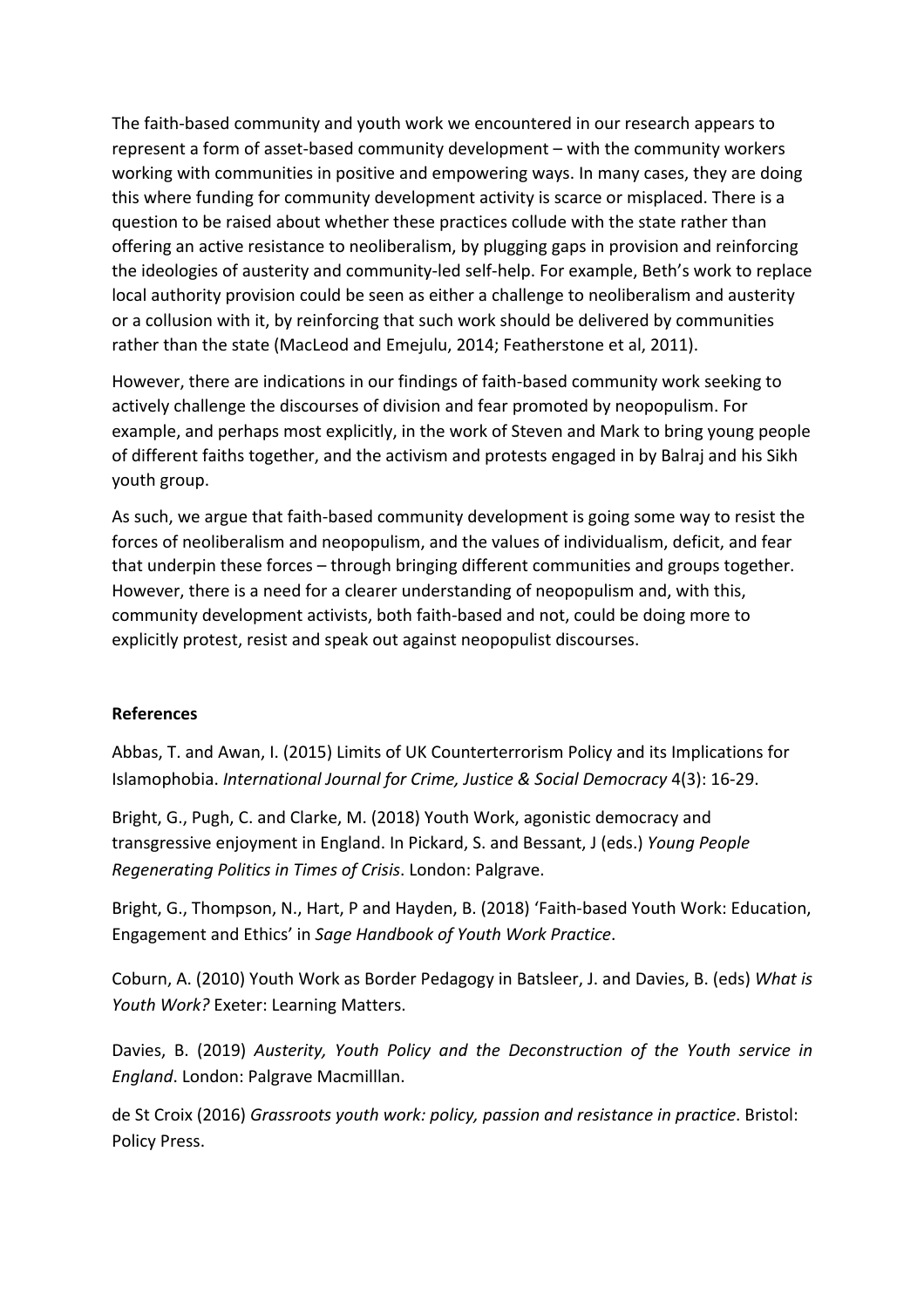The faith-based community and youth work we encountered in our research appears to represent a form of asset-based community development – with the community workers working with communities in positive and empowering ways. In many cases, they are doing this where funding for community development activity is scarce or misplaced. There is a question to be raised about whether these practices collude with the state rather than offering an active resistance to neoliberalism, by plugging gaps in provision and reinforcing the ideologies of austerity and community-led self-help. For example, Beth's work to replace local authority provision could be seen as either a challenge to neoliberalism and austerity or a collusion with it, by reinforcing that such work should be delivered by communities rather than the state (MacLeod and Emejulu, 2014; Featherstone et al, 2011).

However, there are indications in our findings of faith-based community work seeking to actively challenge the discourses of division and fear promoted by neopopulism. For example, and perhaps most explicitly, in the work of Steven and Mark to bring young people of different faiths together, and the activism and protests engaged in by Balraj and his Sikh youth group.

As such, we argue that faith-based community development is going some way to resist the forces of neoliberalism and neopopulism, and the values of individualism, deficit, and fear that underpin these forces – through bringing different communities and groups together. However, there is a need for a clearer understanding of neopopulism and, with this, community development activists, both faith-based and not, could be doing more to explicitly protest, resist and speak out against neopopulist discourses.

**References**

Abbas, T. and Awan, I. (2015) Limits of UK Counterterrorism Policy and its Implications for Islamophobia. *International Journal for Crime, Justice & Social Democracy* 4(3): 16-29.

Bright, G., Pugh, C. and Clarke, M. (2018) Youth Work, agonistic democracy and transgressive enjoyment in England. In Pickard, S. and Bessant, J (eds.) *Young People Regenerating Politics in Times of Crisis*. London: Palgrave.

Bright, G., Thompson, N., Hart, P and Hayden, B. (2018) 'Faith-based Youth Work: Education, Engagement and Ethics' in *Sage Handbook of Youth Work Practice*.

Coburn, A. (2010) Youth Work as Border Pedagogy in Batsleer, J. and Davies, B. (eds) *What is Youth Work?* Exeter: Learning Matters.

Davies, B. (2019) *Austerity, Youth Policy and the Deconstruction of the Youth service in England*. London: Palgrave Macmilllan.

de St Croix (2016) *Grassroots youth work: policy, passion and resistance in practice*. Bristol: Policy Press.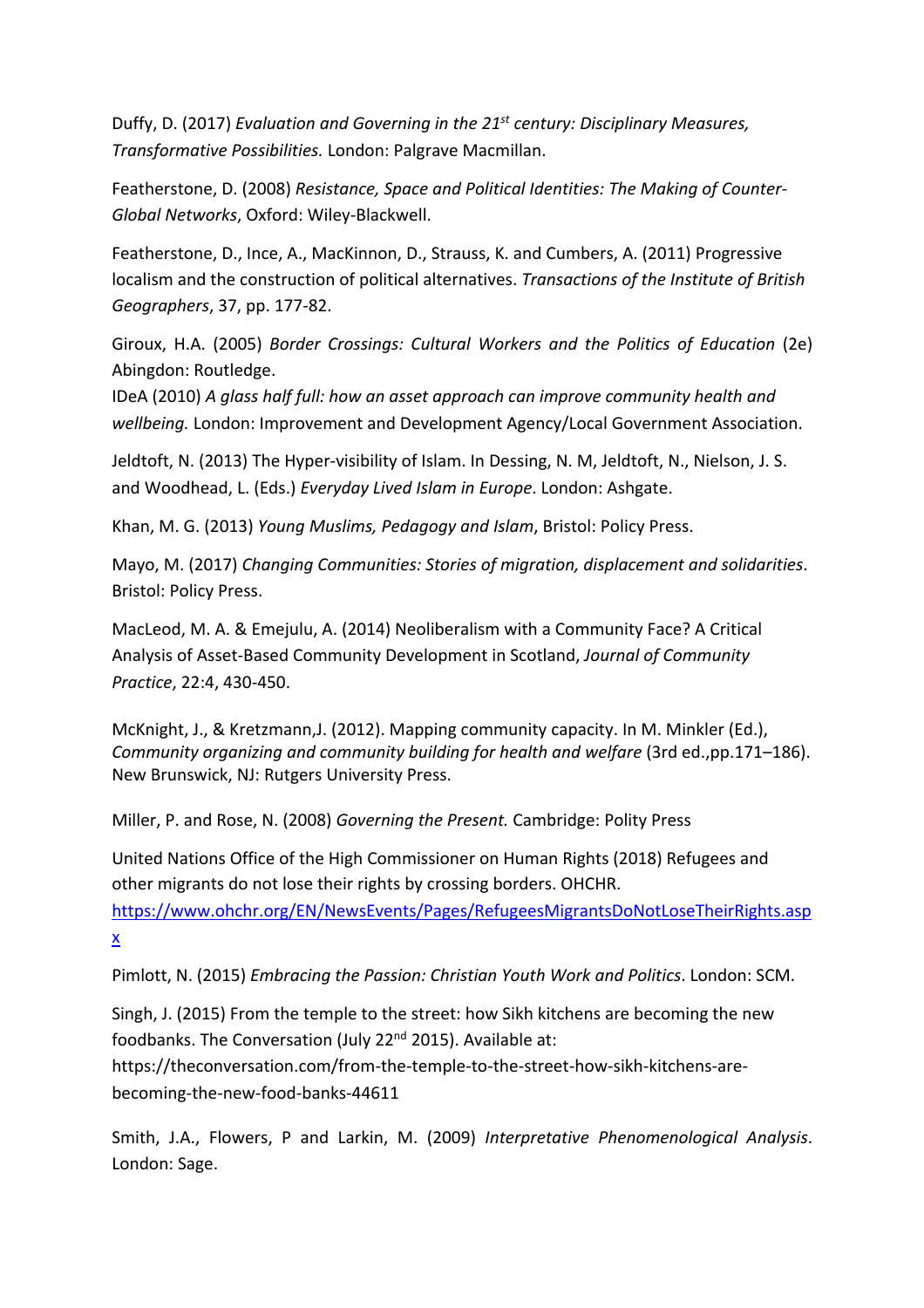Duffy, D. (2017) *Evaluation and Governing in the 21st century: Disciplinary Measures, Transformative Possibilities.* London: Palgrave Macmillan.

Featherstone, D. (2008) *Resistance, Space and Political Identities: The Making of Counter-Global Networks*, Oxford: Wiley-Blackwell.

Featherstone, D., Ince, A., MacKinnon, D., Strauss, K. and Cumbers, A. (2011) Progressive localism and the construction of political alternatives. *Transactions of the Institute of British Geographers*, 37, pp. 177-82.

Giroux, H.A. (2005) *Border Crossings: Cultural Workers and the Politics of Education* (2e) Abingdon: Routledge.

IDeA (2010) *A glass half full: how an asset approach can improve community health and wellbeing.* London: Improvement and Development Agency/Local Government Association.

Jeldtoft, N. (2013) The Hyper-visibility of Islam. In Dessing, N. M, Jeldtoft, N., Nielson, J. S. and Woodhead, L. (Eds.) *Everyday Lived Islam in Europe*. London: Ashgate.

Khan, M. G. (2013) *Young Muslims, Pedagogy and Islam*, Bristol: Policy Press.

Mayo, M. (2017) *Changing Communities: Stories of migration, displacement and solidarities*. Bristol: Policy Press.

MacLeod, M. A. & Emejulu, A. (2014) Neoliberalism with a Community Face? A Critical Analysis of Asset-Based Community Development in Scotland, *Journal of Community Practice*, 22:4, 430-450.

McKnight, J., & Kretzmann,J. (2012). Mapping community capacity. In M. Minkler (Ed.), *Community organizing and community building for health and welfare* (3rd ed.,pp.171–186). New Brunswick, NJ: Rutgers University Press.

Miller, P. and Rose, N. (2008) *Governing the Present.* Cambridge: Polity Press

United Nations Office of the High Commissioner on Human Rights (2018) Refugees and other migrants do not lose their rights by crossing borders. OHCHR. https://www.ohchr.org/EN/NewsEvents/Pages/RefugeesMigrantsDoNotLoseTheirRights.aspx

Pimlott, N. (2015) *Embracing the Passion: Christian Youth Work and Politics*. London: SCM.

Singh, J. (2015) From the temple to the street: how Sikh kitchens are becoming the new foodbanks. The Conversation (July 22nd 2015). Available at: https://theconversation.com/from-the-temple-to-the-street-how-sikh-kitchens-are-becoming-the-new-food-banks-44611

Smith, J.A., Flowers, P and Larkin, M. (2009) *Interpretative Phenomenological Analysis*. London: Sage.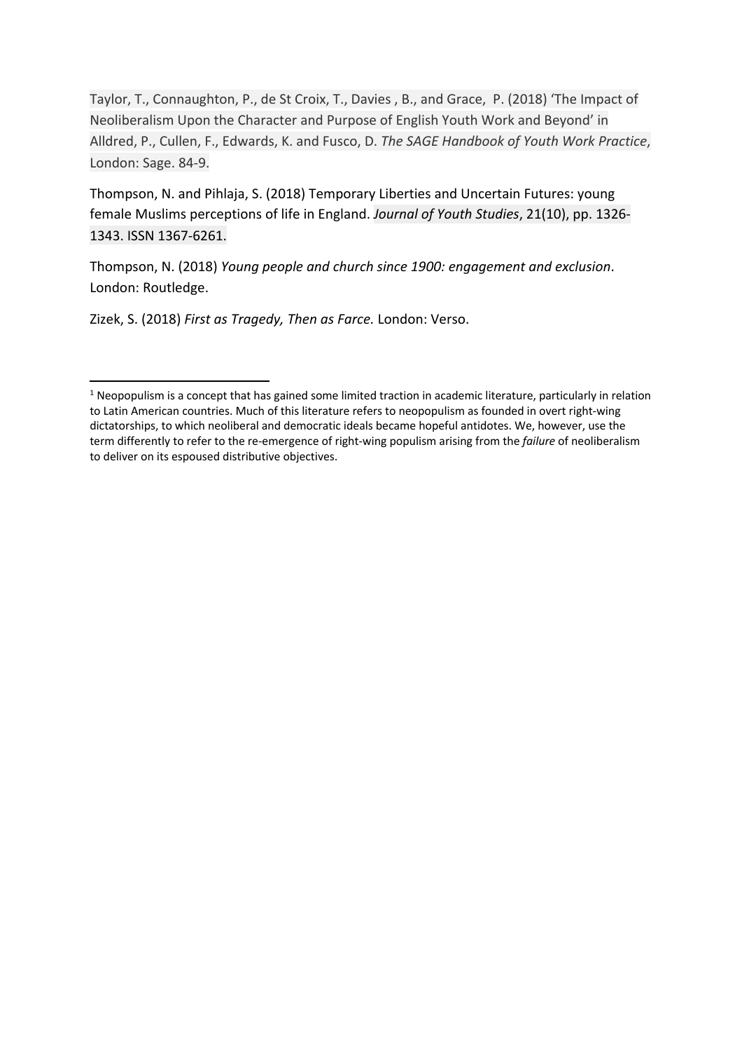Taylor, T., Connaughton, P., de St Croix, T., Davies , B., and Grace,  P. (2018) 'The Impact of Neoliberalism Upon the Character and Purpose of English Youth Work and Beyond' in Alldred, P., Cullen, F., Edwards, K. and Fusco, D. *The SAGE Handbook of Youth Work Practice*, London: Sage. 84-9.

Thompson, N. and Pihlaja, S. (2018) Temporary Liberties and Uncertain Futures: young female Muslims perceptions of life in England. *Journal of Youth Studies*, 21(10), pp. 1326-1343. ISSN 1367-6261.

Thompson, N. (2018) *Young people and church since 1900: engagement and exclusion*. London: Routledge.

Zizek, S. (2018) *First as Tragedy, Then as Farce.* London: Verso.

---

[1] Neopopulism is a concept that has gained some limited traction in academic literature, particularly in relation to Latin American countries. Much of this literature refers to neopopulism as founded in overt right-wing dictatorships, to which neoliberal and democratic ideals became hopeful antidotes. We, however, use the term differently to refer to the re-emergence of right-wing populism arising from the *failure* of neoliberalism to deliver on its espoused distributive objectives.